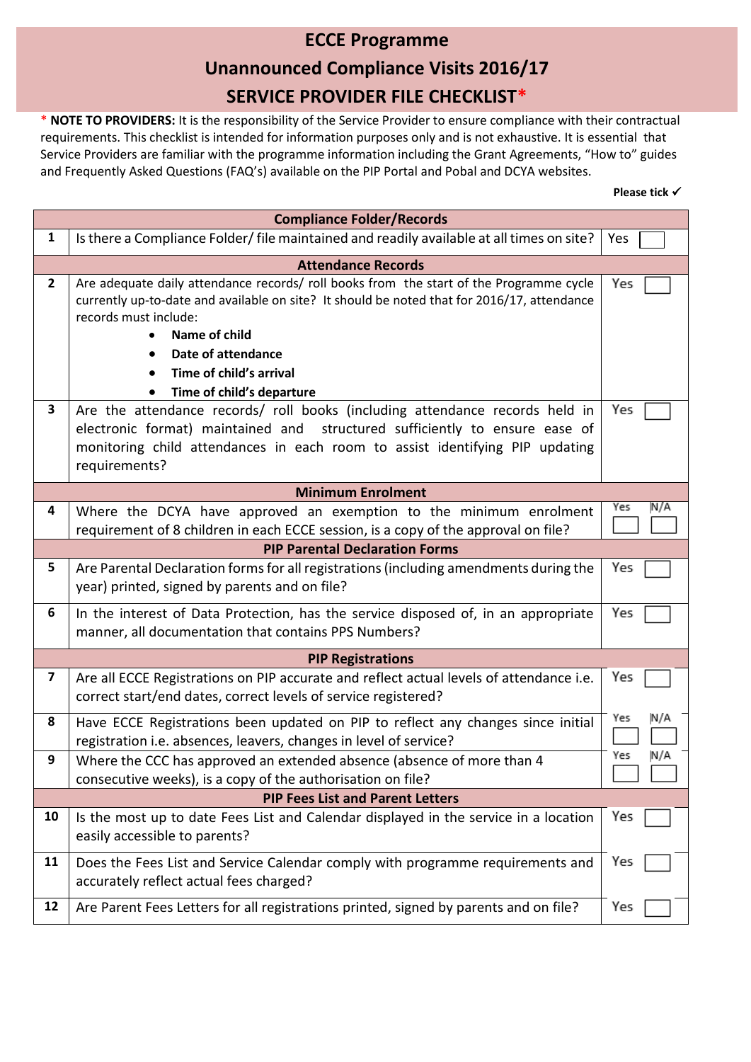# ECCE Programme

# Unannounced Compliance Visits 2016/17

# SERVICE PROVIDER FILE CHECKLIST*

* **NOTE TO PROVIDERS:** It is the responsibility of the Service Provider to ensure compliance with their contractual requirements. This checklist is intended for information purposes only and is not exhaustive. It is essential that Service Providers are familiar with the programme information including the Grant Agreements, "How to" guides and Frequently Asked Questions (FAQ's) available on the PIP Portal and Pobal and DCYA websites.

**Please tick ✓**

| | | |
|---|---|---|
| | **Compliance Folder/Records** | |
| 1 | Is there a Compliance Folder/ file maintained and readily available at all times on site? | Yes ☐ |
| | **Attendance Records** | |
| 2 | Are adequate daily attendance records/ roll books from the start of the Programme cycle currently up-to-date and available on site? It should be noted that for 2016/17, attendance records must include:<br>• **Name of child**<br>• **Date of attendance**<br>• **Time of child's arrival**<br>• **Time of child's departure** | Yes ☐ |
| 3 | Are the attendance records/ roll books (including attendance records held in electronic format) maintained and structured sufficiently to ensure ease of monitoring child attendances in each room to assist identifying PIP updating requirements? | Yes ☐ |
| | **Minimum Enrolment** | |
| 4 | Where the DCYA have approved an exemption to the minimum enrolment requirement of 8 children in each ECCE session, is a copy of the approval on file? | Yes ☐ N/A ☐ |
| | **PIP Parental Declaration Forms** | |
| 5 | Are Parental Declaration forms for all registrations (including amendments during the year) printed, signed by parents and on file? | Yes ☐ |
| 6 | In the interest of Data Protection, has the service disposed of, in an appropriate manner, all documentation that contains PPS Numbers? | Yes ☐ |
| | **PIP Registrations** | |
| 7 | Are all ECCE Registrations on PIP accurate and reflect actual levels of attendance i.e. correct start/end dates, correct levels of service registered? | Yes ☐ |
| 8 | Have ECCE Registrations been updated on PIP to reflect any changes since initial registration i.e. absences, leavers, changes in level of service? | Yes ☐ N/A ☐ |
| 9 | Where the CCC has approved an extended absence (absence of more than 4 consecutive weeks), is a copy of the authorisation on file? | Yes ☐ N/A ☐ |
| | **PIP Fees List and Parent Letters** | |
| 10 | Is the most up to date Fees List and Calendar displayed in the service in a location easily accessible to parents? | Yes ☐ |
| 11 | Does the Fees List and Service Calendar comply with programme requirements and accurately reflect actual fees charged? | Yes ☐ |
| 12 | Are Parent Fees Letters for all registrations printed, signed by parents and on file? | Yes ☐ |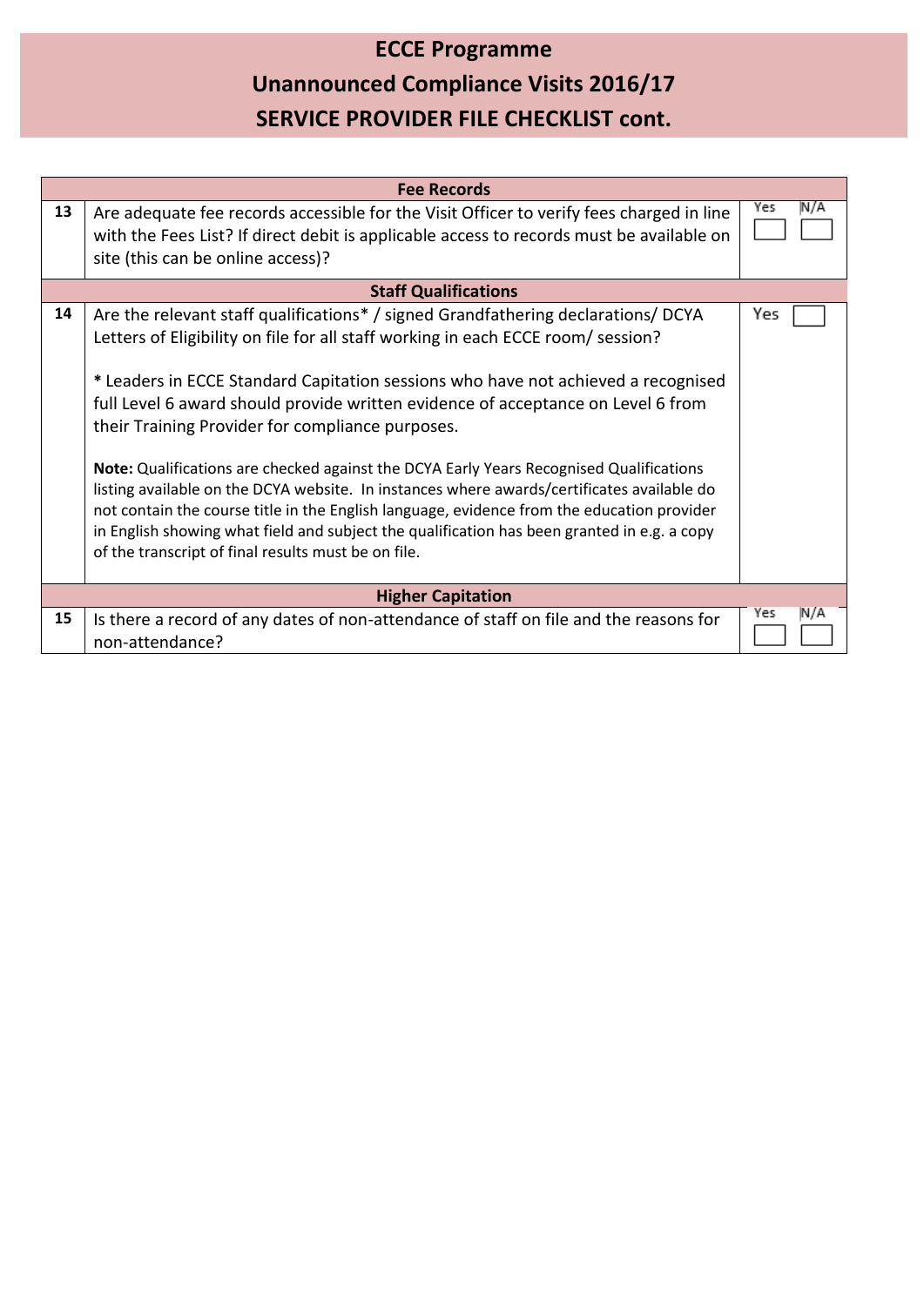# ECCE Programme

# Unannounced Compliance Visits 2016/17

# SERVICE PROVIDER FILE CHECKLIST cont.

| | Fee Records | |
|---|---|---|
| **13** | Are adequate fee records accessible for the Visit Officer to verify fees charged in line with the Fees List? If direct debit is applicable access to records must be available on site (this can be online access)? | Yes ☐ N/A ☐ |
| | **Staff Qualifications** | |
| **14** | Are the relevant staff qualifications* / signed Grandfathering declarations/ DCYA Letters of Eligibility on file for all staff working in each ECCE room/ session?<br><br>* Leaders in ECCE Standard Capitation sessions who have not achieved a recognised full Level 6 award should provide written evidence of acceptance on Level 6 from their Training Provider for compliance purposes.<br><br>**Note:** Qualifications are checked against the DCYA Early Years Recognised Qualifications listing available on the DCYA website. In instances where awards/certificates available do not contain the course title in the English language, evidence from the education provider in English showing what field and subject the qualification has been granted in e.g. a copy of the transcript of final results must be on file. | Yes ☐ |
| | **Higher Capitation** | |
| **15** | Is there a record of any dates of non-attendance of staff on file and the reasons for non-attendance? | Yes ☐ N/A ☐ |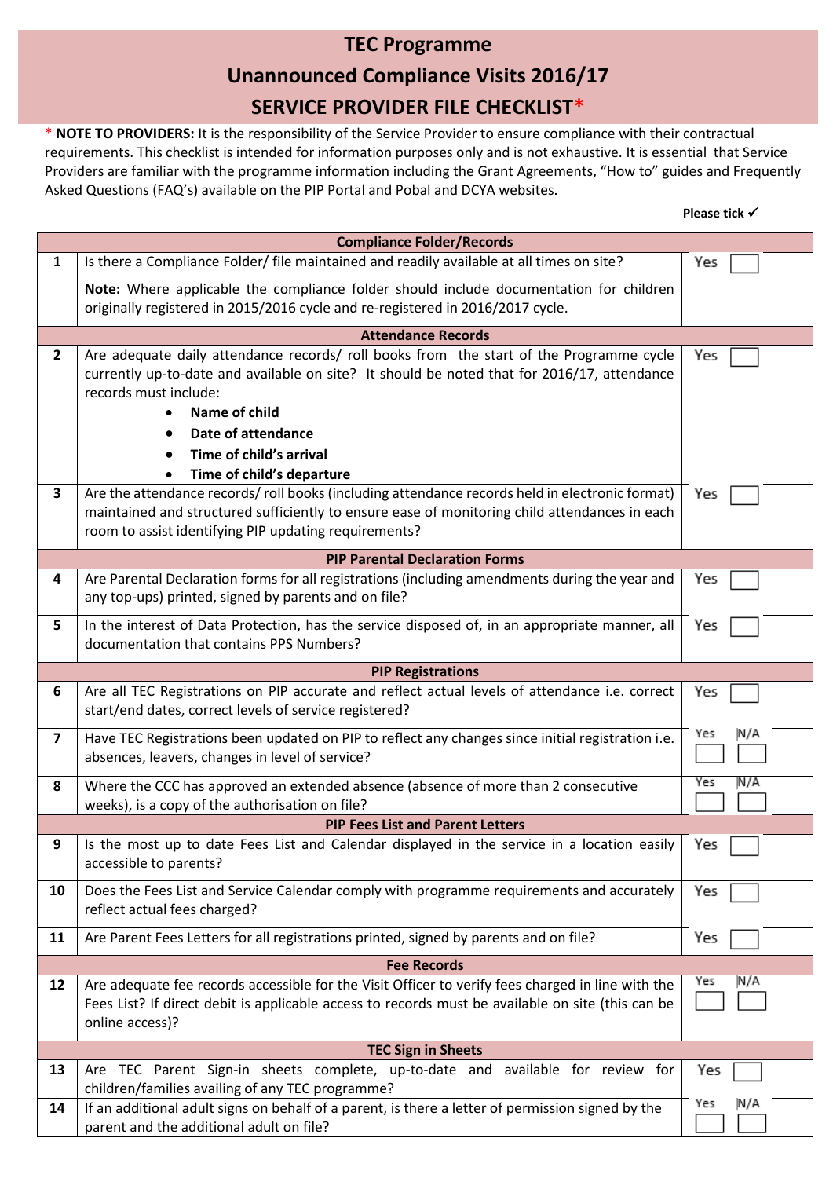# TEC Programme

# Unannounced Compliance Visits 2016/17

# SERVICE PROVIDER FILE CHECKLIST*

* **NOTE TO PROVIDERS:** It is the responsibility of the Service Provider to ensure compliance with their contractual requirements. This checklist is intended for information purposes only and is not exhaustive. It is essential that Service Providers are familiar with the programme information including the Grant Agreements, "How to" guides and Frequently Asked Questions (FAQ's) available on the PIP Portal and Pobal and DCYA websites.

**Please tick ✓**

| | | |
|---|---|---|
| | **Compliance Folder/Records** | |
| 1 | Is there a Compliance Folder/ file maintained and readily available at all times on site?<br><br>**Note:** Where applicable the compliance folder should include documentation for children originally registered in 2015/2016 cycle and re-registered in 2016/2017 cycle. | Yes ☐ |
| | **Attendance Records** | |
| 2 | Are adequate daily attendance records/ roll books from the start of the Programme cycle currently up-to-date and available on site? It should be noted that for 2016/17, attendance records must include:<br>• **Name of child**<br>• **Date of attendance**<br>• **Time of child's arrival**<br>• **Time of child's departure** | Yes ☐ |
| 3 | Are the attendance records/ roll books (including attendance records held in electronic format) maintained and structured sufficiently to ensure ease of monitoring child attendances in each room to assist identifying PIP updating requirements? | Yes ☐ |
| | **PIP Parental Declaration Forms** | |
| 4 | Are Parental Declaration forms for all registrations (including amendments during the year and any top-ups) printed, signed by parents and on file? | Yes ☐ |
| 5 | In the interest of Data Protection, has the service disposed of, in an appropriate manner, all documentation that contains PPS Numbers? | Yes ☐ |
| | **PIP Registrations** | |
| 6 | Are all TEC Registrations on PIP accurate and reflect actual levels of attendance i.e. correct start/end dates, correct levels of service registered? | Yes ☐ |
| 7 | Have TEC Registrations been updated on PIP to reflect any changes since initial registration i.e. absences, leavers, changes in level of service? | Yes ☐ N/A ☐ |
| 8 | Where the CCC has approved an extended absence (absence of more than 2 consecutive weeks), is a copy of the authorisation on file? | Yes ☐ N/A ☐ |
| | **PIP Fees List and Parent Letters** | |
| 9 | Is the most up to date Fees List and Calendar displayed in the service in a location easily accessible to parents? | Yes ☐ |
| 10 | Does the Fees List and Service Calendar comply with programme requirements and accurately reflect actual fees charged? | Yes ☐ |
| 11 | Are Parent Fees Letters for all registrations printed, signed by parents and on file? | Yes ☐ |
| | **Fee Records** | |
| 12 | Are adequate fee records accessible for the Visit Officer to verify fees charged in line with the Fees List? If direct debit is applicable access to records must be available on site (this can be online access)? | Yes ☐ N/A ☐ |
| | **TEC Sign in Sheets** | |
| 13 | Are TEC Parent Sign-in sheets complete, up-to-date and available for review for children/families availing of any TEC programme? | Yes ☐ |
| 14 | If an additional adult signs on behalf of a parent, is there a letter of permission signed by the parent and the additional adult on file? | Yes ☐ N/A ☐ |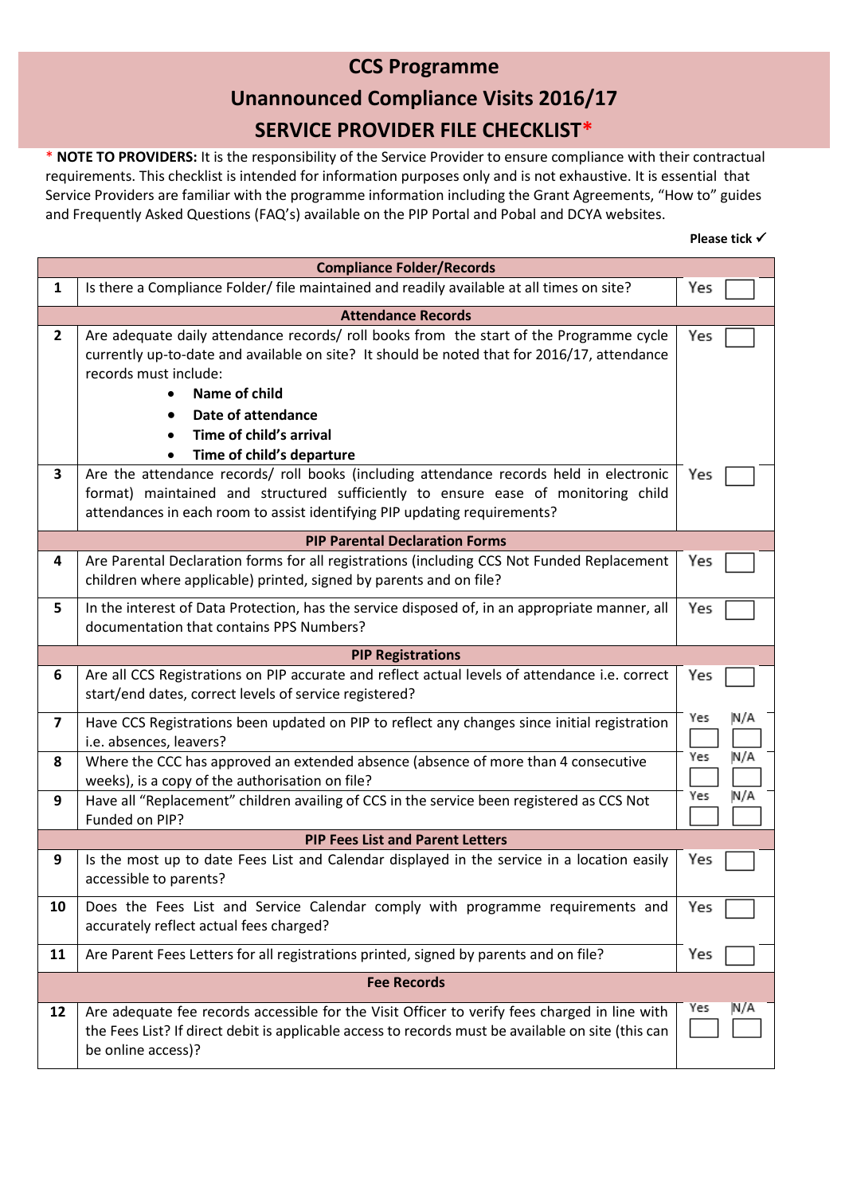# CCS Programme

## Unannounced Compliance Visits 2016/17

## SERVICE PROVIDER FILE CHECKLIST*

* **NOTE TO PROVIDERS:** It is the responsibility of the Service Provider to ensure compliance with their contractual requirements. This checklist is intended for information purposes only and is not exhaustive. It is essential that Service Providers are familiar with the programme information including the Grant Agreements, "How to" guides and Frequently Asked Questions (FAQ's) available on the PIP Portal and Pobal and DCYA websites.

**Please tick ✓**

| | | |
|---|---|---|
| | **Compliance Folder/Records** | |
| **1** | Is there a Compliance Folder/ file maintained and readily available at all times on site? | Yes ☐ |
| | **Attendance Records** | |
| **2** | Are adequate daily attendance records/ roll books from the start of the Programme cycle currently up-to-date and available on site? It should be noted that for 2016/17, attendance records must include:<br>• **Name of child**<br>• **Date of attendance**<br>• **Time of child's arrival**<br>• **Time of child's departure** | Yes ☐ |
| **3** | Are the attendance records/ roll books (including attendance records held in electronic format) maintained and structured sufficiently to ensure ease of monitoring child attendances in each room to assist identifying PIP updating requirements? | Yes ☐ |
| | **PIP Parental Declaration Forms** | |
| **4** | Are Parental Declaration forms for all registrations (including CCS Not Funded Replacement children where applicable) printed, signed by parents and on file? | Yes ☐ |
| **5** | In the interest of Data Protection, has the service disposed of, in an appropriate manner, all documentation that contains PPS Numbers? | Yes ☐ |
| | **PIP Registrations** | |
| **6** | Are all CCS Registrations on PIP accurate and reflect actual levels of attendance i.e. correct start/end dates, correct levels of service registered? | Yes ☐ |
| **7** | Have CCS Registrations been updated on PIP to reflect any changes since initial registration i.e. absences, leavers? | Yes ☐ N/A ☐ |
| **8** | Where the CCC has approved an extended absence (absence of more than 4 consecutive weeks), is a copy of the authorisation on file? | Yes ☐ N/A ☐ |
| **9** | Have all "Replacement" children availing of CCS in the service been registered as CCS Not Funded on PIP? | Yes ☐ N/A ☐ |
| | **PIP Fees List and Parent Letters** | |
| **9** | Is the most up to date Fees List and Calendar displayed in the service in a location easily accessible to parents? | Yes ☐ |
| **10** | Does the Fees List and Service Calendar comply with programme requirements and accurately reflect actual fees charged? | Yes ☐ |
| **11** | Are Parent Fees Letters for all registrations printed, signed by parents and on file? | Yes ☐ |
| | **Fee Records** | |
| **12** | Are adequate fee records accessible for the Visit Officer to verify fees charged in line with the Fees List? If direct debit is applicable access to records must be available on site (this can be online access)? | Yes ☐ N/A ☐ |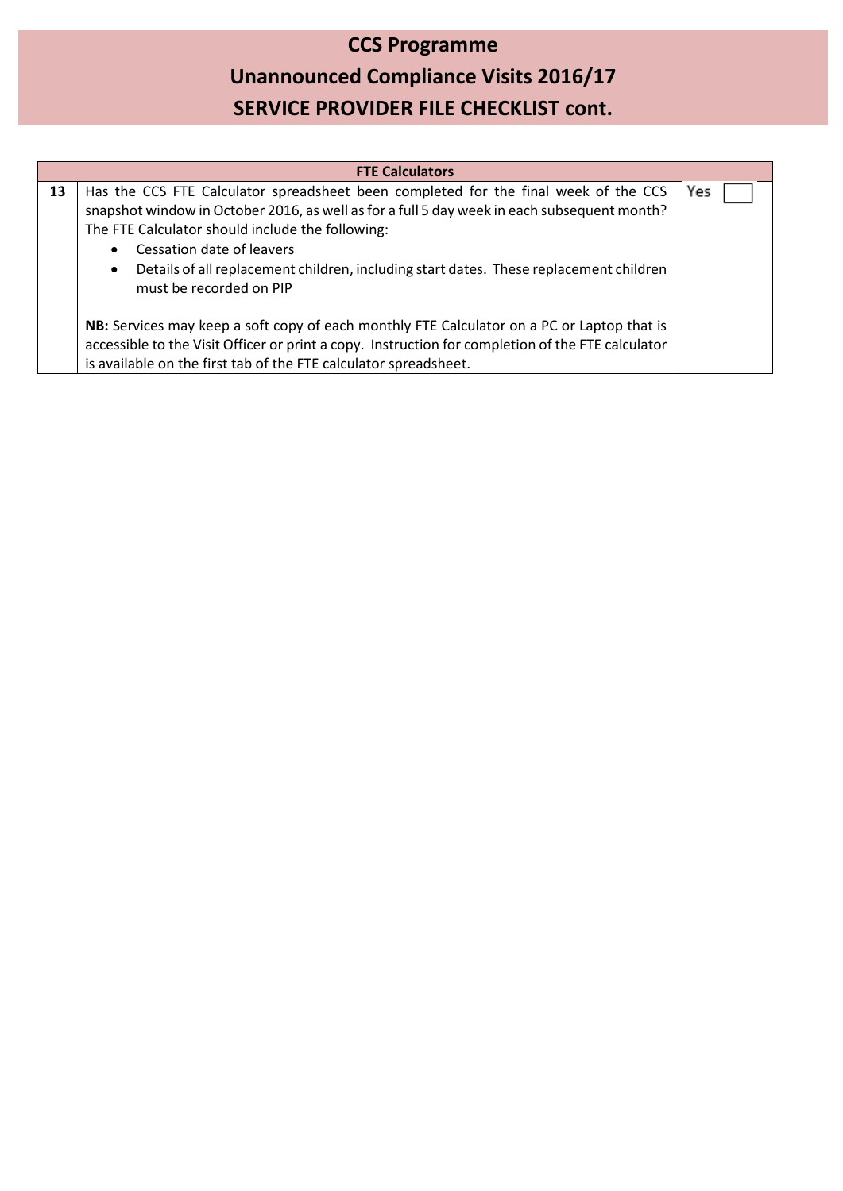# CCS Programme

# Unannounced Compliance Visits 2016/17

# SERVICE PROVIDER FILE CHECKLIST cont.

| | FTE Calculators | |
|---|---|---|
| **13** | Has the CCS FTE Calculator spreadsheet been completed for the final week of the CCS snapshot window in October 2016, as well as for a full 5 day week in each subsequent month? The FTE Calculator should include the following:<br>• Cessation date of leavers<br>• Details of all replacement children, including start dates. These replacement children must be recorded on PIP<br><br>**NB:** Services may keep a soft copy of each monthly FTE Calculator on a PC or Laptop that is accessible to the Visit Officer or print a copy. Instruction for completion of the FTE calculator is available on the first tab of the FTE calculator spreadsheet. | Yes ☐ |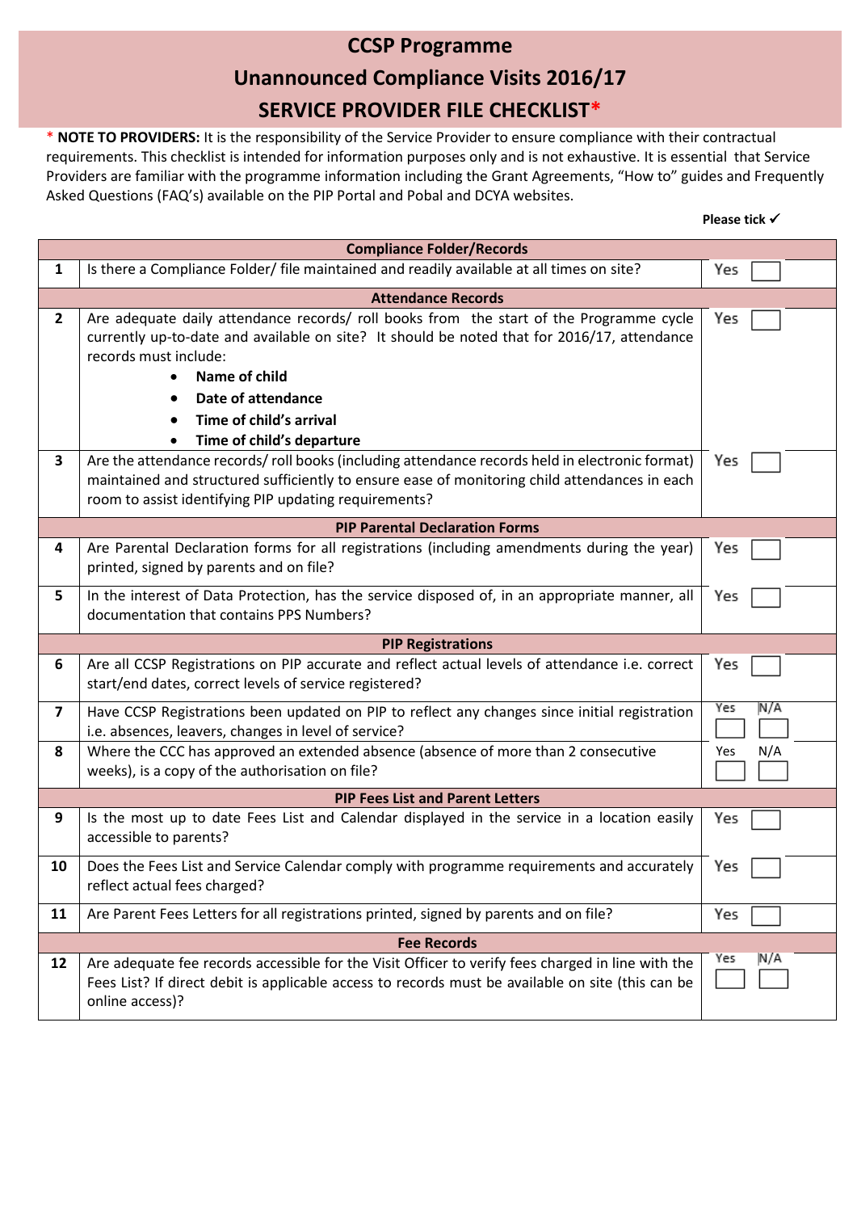# CCSP Programme

# Unannounced Compliance Visits 2016/17

# SERVICE PROVIDER FILE CHECKLIST*

* **NOTE TO PROVIDERS:** It is the responsibility of the Service Provider to ensure compliance with their contractual requirements. This checklist is intended for information purposes only and is not exhaustive. It is essential that Service Providers are familiar with the programme information including the Grant Agreements, "How to" guides and Frequently Asked Questions (FAQ's) available on the PIP Portal and Pobal and DCYA websites.

**Please tick ✓**

| | | |
|---|---|---|
| | **Compliance Folder/Records** | |
| **1** | Is there a Compliance Folder/ file maintained and readily available at all times on site? | Yes ☐ |
| | **Attendance Records** | |
| **2** | Are adequate daily attendance records/ roll books from the start of the Programme cycle currently up-to-date and available on site? It should be noted that for 2016/17, attendance records must include:<br>• **Name of child**<br>• **Date of attendance**<br>• **Time of child's arrival**<br>• **Time of child's departure** | Yes ☐ |
| **3** | Are the attendance records/ roll books (including attendance records held in electronic format) maintained and structured sufficiently to ensure ease of monitoring child attendances in each room to assist identifying PIP updating requirements? | Yes ☐ |
| | **PIP Parental Declaration Forms** | |
| **4** | Are Parental Declaration forms for all registrations (including amendments during the year) printed, signed by parents and on file? | Yes ☐ |
| **5** | In the interest of Data Protection, has the service disposed of, in an appropriate manner, all documentation that contains PPS Numbers? | Yes ☐ |
| | **PIP Registrations** | |
| **6** | Are all CCSP Registrations on PIP accurate and reflect actual levels of attendance i.e. correct start/end dates, correct levels of service registered? | Yes ☐ |
| **7** | Have CCSP Registrations been updated on PIP to reflect any changes since initial registration i.e. absences, leavers, changes in level of service? | Yes ☐ N/A ☐ |
| **8** | Where the CCC has approved an extended absence (absence of more than 2 consecutive weeks), is a copy of the authorisation on file? | Yes ☐ N/A ☐ |
| | **PIP Fees List and Parent Letters** | |
| **9** | Is the most up to date Fees List and Calendar displayed in the service in a location easily accessible to parents? | Yes ☐ |
| **10** | Does the Fees List and Service Calendar comply with programme requirements and accurately reflect actual fees charged? | Yes ☐ |
| **11** | Are Parent Fees Letters for all registrations printed, signed by parents and on file? | Yes ☐ |
| | **Fee Records** | |
| **12** | Are adequate fee records accessible for the Visit Officer to verify fees charged in line with the Fees List? If direct debit is applicable access to records must be available on site (this can be online access)? | Yes ☐ N/A ☐ |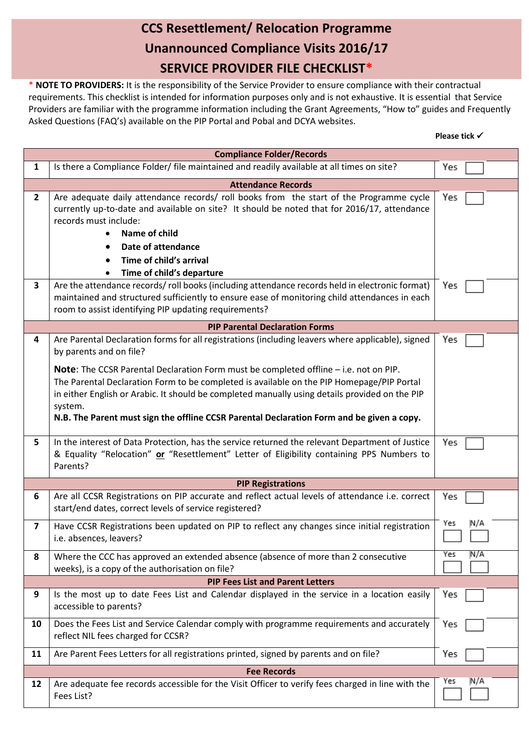# CCS Resettlement/ Relocation Programme

# Unannounced Compliance Visits 2016/17

# SERVICE PROVIDER FILE CHECKLIST*

* **NOTE TO PROVIDERS:** It is the responsibility of the Service Provider to ensure compliance with their contractual requirements. This checklist is intended for information purposes only and is not exhaustive. It is essential that Service Providers are familiar with the programme information including the Grant Agreements, "How to" guides and Frequently Asked Questions (FAQ's) available on the PIP Portal and Pobal and DCYA websites.

**Please tick ✓**

| | | |
|---|---|---|
| | **Compliance Folder/Records** | |
| **1** | Is there a Compliance Folder/ file maintained and readily available at all times on site? | Yes ☐ |
| | **Attendance Records** | |
| **2** | Are adequate daily attendance records/ roll books from the start of the Programme cycle currently up-to-date and available on site? It should be noted that for 2016/17, attendance records must include:<br>• **Name of child**<br>• **Date of attendance**<br>• **Time of child's arrival**<br>• **Time of child's departure** | Yes ☐ |
| **3** | Are the attendance records/ roll books (including attendance records held in electronic format) maintained and structured sufficiently to ensure ease of monitoring child attendances in each room to assist identifying PIP updating requirements? | Yes ☐ |
| | **PIP Parental Declaration Forms** | |
| **4** | Are Parental Declaration forms for all registrations (including leavers where applicable), signed by parents and on file?<br><br>**Note**: The CCSR Parental Declaration Form must be completed offline – i.e. not on PIP. The Parental Declaration Form to be completed is available on the PIP Homepage/PIP Portal in either English or Arabic. It should be completed manually using details provided on the PIP system.<br>**N.B. The Parent must sign the offline CCSR Parental Declaration Form and be given a copy.** | Yes ☐ |
| **5** | In the interest of Data Protection, has the service returned the relevant Department of Justice & Equality "Relocation" **or** "Resettlement" Letter of Eligibility containing PPS Numbers to Parents? | Yes ☐ |
| | **PIP Registrations** | |
| **6** | Are all CCSR Registrations on PIP accurate and reflect actual levels of attendance i.e. correct start/end dates, correct levels of service registered? | Yes ☐ |
| **7** | Have CCSR Registrations been updated on PIP to reflect any changes since initial registration i.e. absences, leavers? | Yes ☐ N/A ☐ |
| **8** | Where the CCC has approved an extended absence (absence of more than 2 consecutive weeks), is a copy of the authorisation on file? | Yes ☐ N/A ☐ |
| | **PIP Fees List and Parent Letters** | |
| **9** | Is the most up to date Fees List and Calendar displayed in the service in a location easily accessible to parents? | Yes ☐ |
| **10** | Does the Fees List and Service Calendar comply with programme requirements and accurately reflect NIL fees charged for CCSR? | Yes ☐ |
| **11** | Are Parent Fees Letters for all registrations printed, signed by parents and on file? | Yes ☐ |
| | **Fee Records** | |
| **12** | Are adequate fee records accessible for the Visit Officer to verify fees charged in line with the Fees List? | Yes ☐ N/A ☐ |